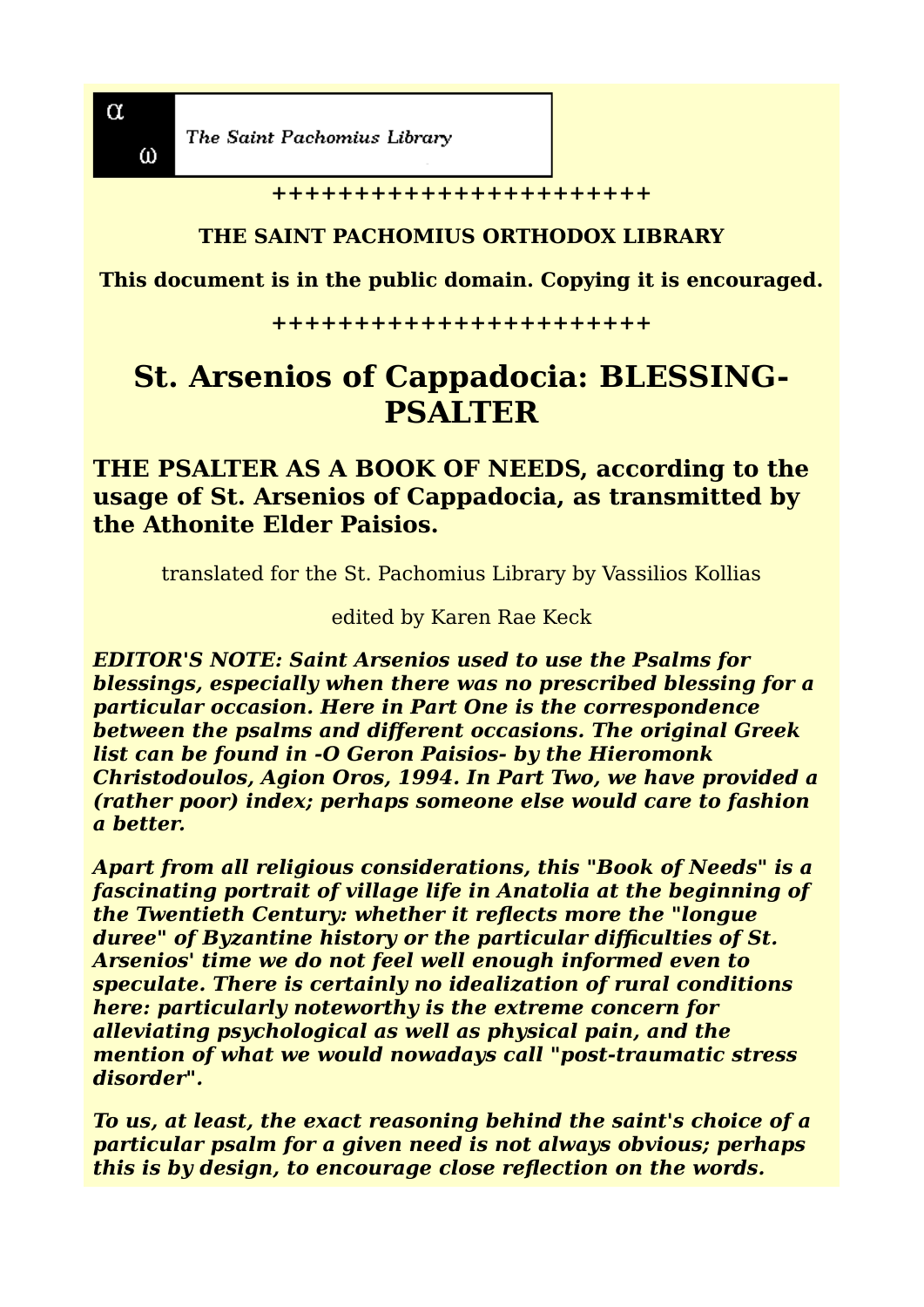α ω The Saint Pachomius Library

++++++++++++++++++++++

**THE SAINT PACHOMIUS ORTHODOX LIBRARY**

**This document is in the public domain. Copying it is encouraged.**

++++++++++++++++++++++

# St. Arsenios of Cappadocia: BLESSING-PSALTER

## THE PSALTER AS A BOOK OF NEEDS, according to the usage of St. Arsenios of Cappadocia, as transmitted by the Athonite Elder Paisios.

translated for the St. Pachomius Library by Vassilios Kollias

edited by Karen Rae Keck

***EDITOR'S NOTE: Saint Arsenios used to use the Psalms for blessings, especially when there was no prescribed blessing for a particular occasion. Here in Part One is the correspondence between the psalms and different occasions. The original Greek list can be found in -O Geron Paisios- by the Hieromonk Christodoulos, Agion Oros, 1994. In Part Two, we have provided a (rather poor) index; perhaps someone else would care to fashion a better.***

***Apart from all religious considerations, this "Book of Needs" is a fascinating portrait of village life in Anatolia at the beginning of the Twentieth Century: whether it reflects more the "longue duree" of Byzantine history or the particular difficulties of St. Arsenios' time we do not feel well enough informed even to speculate. There is certainly no idealization of rural conditions here: particularly noteworthy is the extreme concern for alleviating psychological as well as physical pain, and the mention of what we would nowadays call "post-traumatic stress disorder".***

***To us, at least, the exact reasoning behind the saint's choice of a particular psalm for a given need is not always obvious; perhaps this is by design, to encourage close reflection on the words.***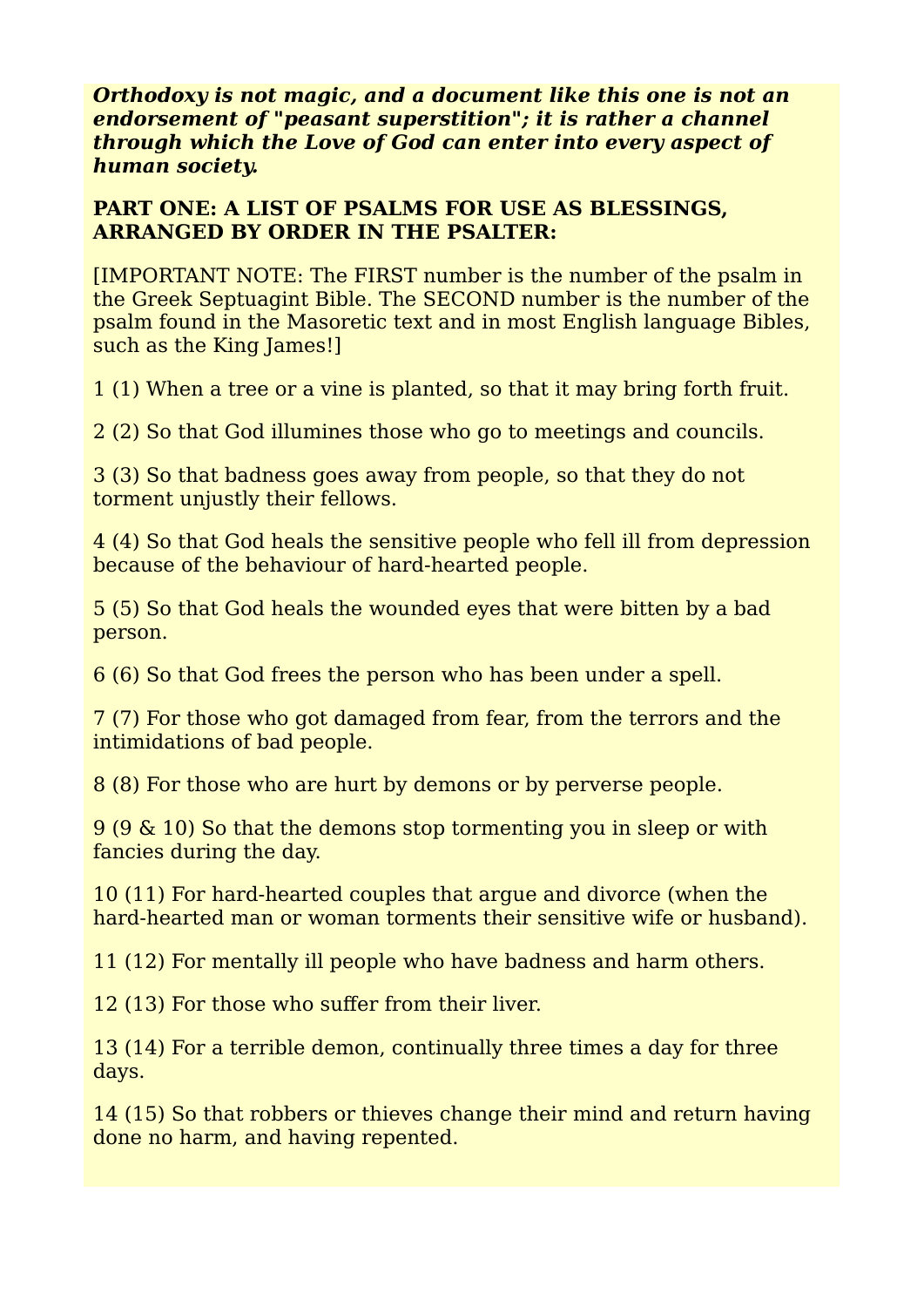***Orthodoxy is not magic, and a document like this one is not an endorsement of "peasant superstition"; it is rather a channel through which the Love of God can enter into every aspect of human society.***

**PART ONE: A LIST OF PSALMS FOR USE AS BLESSINGS, ARRANGED BY ORDER IN THE PSALTER:**

[IMPORTANT NOTE: The FIRST number is the number of the psalm in the Greek Septuagint Bible. The SECOND number is the number of the psalm found in the Masoretic text and in most English language Bibles, such as the King James!]

1 (1) When a tree or a vine is planted, so that it may bring forth fruit.

2 (2) So that God illumines those who go to meetings and councils.

3 (3) So that badness goes away from people, so that they do not torment unjustly their fellows.

4 (4) So that God heals the sensitive people who fell ill from depression because of the behaviour of hard-hearted people.

5 (5) So that God heals the wounded eyes that were bitten by a bad person.

6 (6) So that God frees the person who has been under a spell.

7 (7) For those who got damaged from fear, from the terrors and the intimidations of bad people.

8 (8) For those who are hurt by demons or by perverse people.

9 (9 & 10) So that the demons stop tormenting you in sleep or with fancies during the day.

10 (11) For hard-hearted couples that argue and divorce (when the hard-hearted man or woman torments their sensitive wife or husband).

11 (12) For mentally ill people who have badness and harm others.

12 (13) For those who suffer from their liver.

13 (14) For a terrible demon, continually three times a day for three days.

14 (15) So that robbers or thieves change their mind and return having done no harm, and having repented.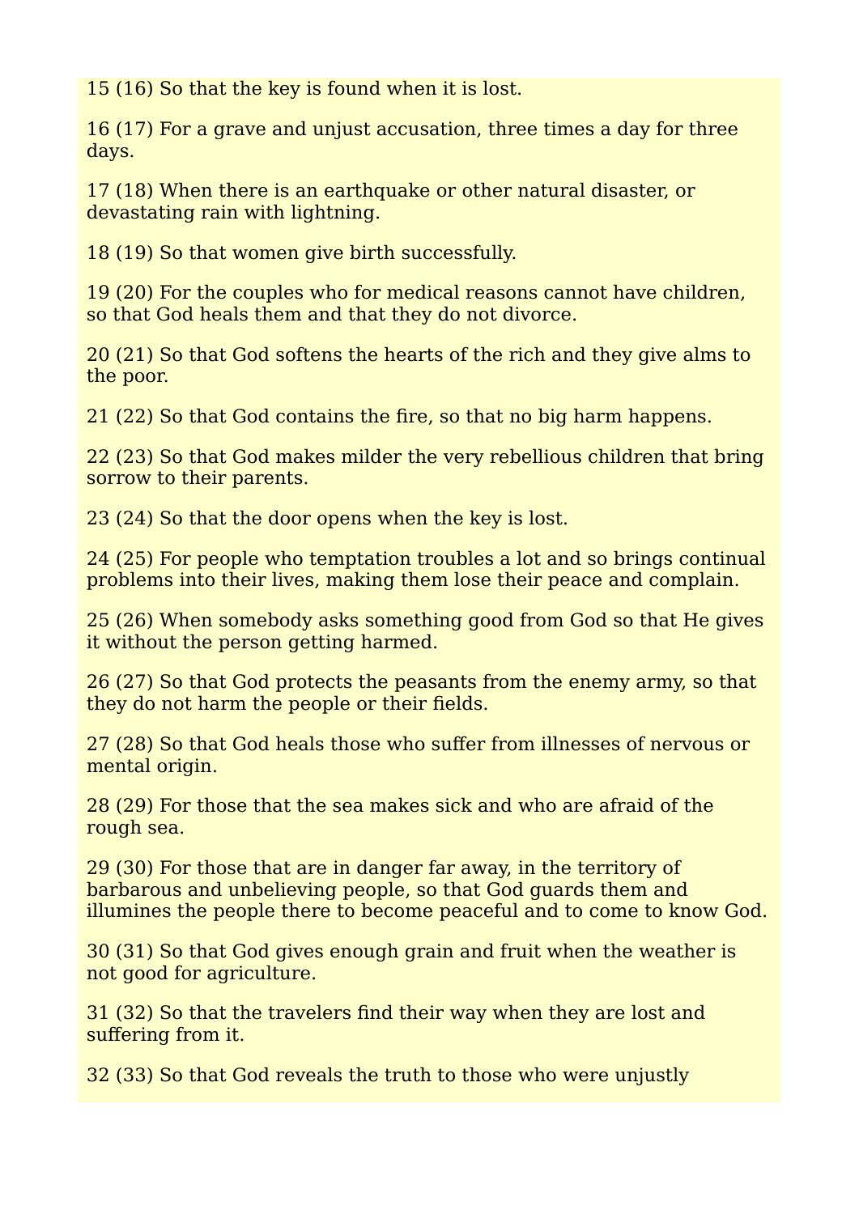15 (16) So that the key is found when it is lost.

16 (17) For a grave and unjust accusation, three times a day for three days.

17 (18) When there is an earthquake or other natural disaster, or devastating rain with lightning.

18 (19) So that women give birth successfully.

19 (20) For the couples who for medical reasons cannot have children, so that God heals them and that they do not divorce.

20 (21) So that God softens the hearts of the rich and they give alms to the poor.

21 (22) So that God contains the fire, so that no big harm happens.

22 (23) So that God makes milder the very rebellious children that bring sorrow to their parents.

23 (24) So that the door opens when the key is lost.

24 (25) For people who temptation troubles a lot and so brings continual problems into their lives, making them lose their peace and complain.

25 (26) When somebody asks something good from God so that He gives it without the person getting harmed.

26 (27) So that God protects the peasants from the enemy army, so that they do not harm the people or their fields.

27 (28) So that God heals those who suffer from illnesses of nervous or mental origin.

28 (29) For those that the sea makes sick and who are afraid of the rough sea.

29 (30) For those that are in danger far away, in the territory of barbarous and unbelieving people, so that God guards them and illumines the people there to become peaceful and to come to know God.

30 (31) So that God gives enough grain and fruit when the weather is not good for agriculture.

31 (32) So that the travelers find their way when they are lost and suffering from it.

32 (33) So that God reveals the truth to those who were unjustly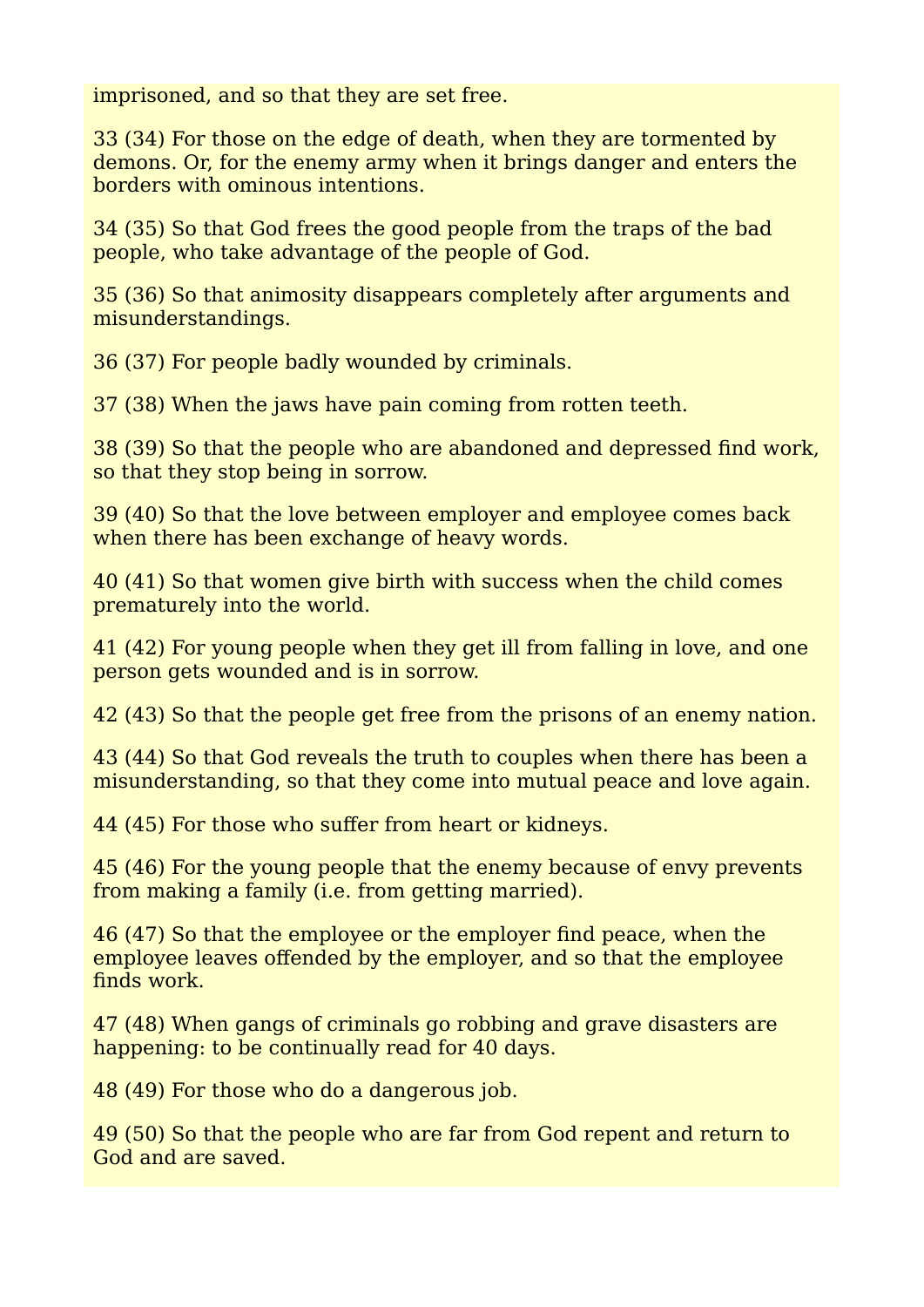imprisoned, and so that they are set free.

33 (34) For those on the edge of death, when they are tormented by demons. Or, for the enemy army when it brings danger and enters the borders with ominous intentions.

34 (35) So that God frees the good people from the traps of the bad people, who take advantage of the people of God.

35 (36) So that animosity disappears completely after arguments and misunderstandings.

36 (37) For people badly wounded by criminals.

37 (38) When the jaws have pain coming from rotten teeth.

38 (39) So that the people who are abandoned and depressed find work, so that they stop being in sorrow.

39 (40) So that the love between employer and employee comes back when there has been exchange of heavy words.

40 (41) So that women give birth with success when the child comes prematurely into the world.

41 (42) For young people when they get ill from falling in love, and one person gets wounded and is in sorrow.

42 (43) So that the people get free from the prisons of an enemy nation.

43 (44) So that God reveals the truth to couples when there has been a misunderstanding, so that they come into mutual peace and love again.

44 (45) For those who suffer from heart or kidneys.

45 (46) For the young people that the enemy because of envy prevents from making a family (i.e. from getting married).

46 (47) So that the employee or the employer find peace, when the employee leaves offended by the employer, and so that the employee finds work.

47 (48) When gangs of criminals go robbing and grave disasters are happening: to be continually read for 40 days.

48 (49) For those who do a dangerous job.

49 (50) So that the people who are far from God repent and return to God and are saved.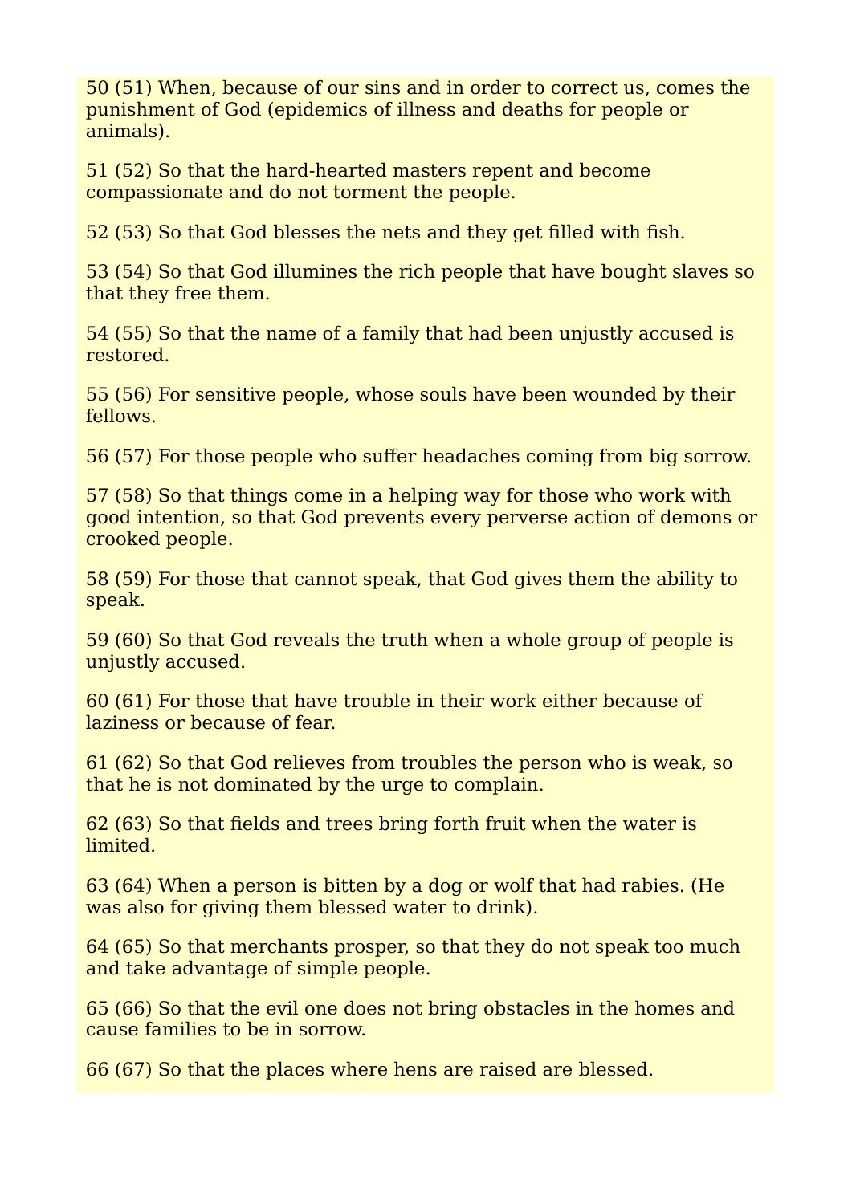50 (51) When, because of our sins and in order to correct us, comes the punishment of God (epidemics of illness and deaths for people or animals).

51 (52) So that the hard-hearted masters repent and become compassionate and do not torment the people.

52 (53) So that God blesses the nets and they get filled with fish.

53 (54) So that God illumines the rich people that have bought slaves so that they free them.

54 (55) So that the name of a family that had been unjustly accused is restored.

55 (56) For sensitive people, whose souls have been wounded by their fellows.

56 (57) For those people who suffer headaches coming from big sorrow.

57 (58) So that things come in a helping way for those who work with good intention, so that God prevents every perverse action of demons or crooked people.

58 (59) For those that cannot speak, that God gives them the ability to speak.

59 (60) So that God reveals the truth when a whole group of people is unjustly accused.

60 (61) For those that have trouble in their work either because of laziness or because of fear.

61 (62) So that God relieves from troubles the person who is weak, so that he is not dominated by the urge to complain.

62 (63) So that fields and trees bring forth fruit when the water is limited.

63 (64) When a person is bitten by a dog or wolf that had rabies. (He was also for giving them blessed water to drink).

64 (65) So that merchants prosper, so that they do not speak too much and take advantage of simple people.

65 (66) So that the evil one does not bring obstacles in the homes and cause families to be in sorrow.

66 (67) So that the places where hens are raised are blessed.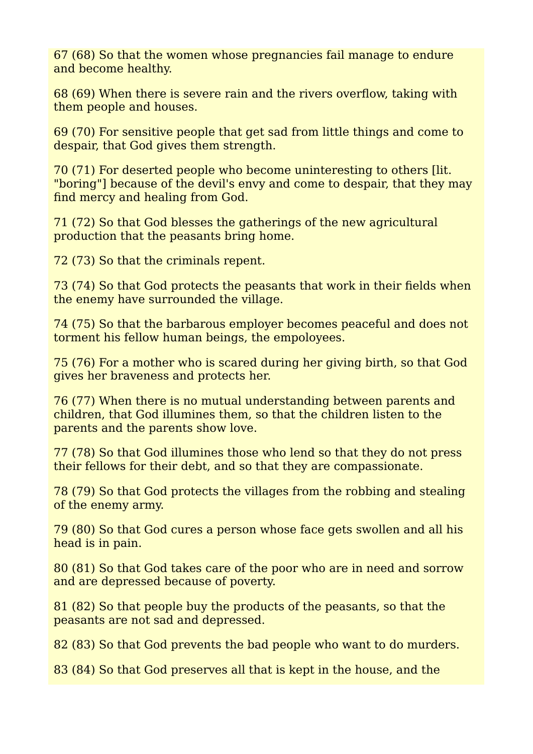67 (68) So that the women whose pregnancies fail manage to endure and become healthy.

68 (69) When there is severe rain and the rivers overflow, taking with them people and houses.

69 (70) For sensitive people that get sad from little things and come to despair, that God gives them strength.

70 (71) For deserted people who become uninteresting to others [lit. "boring"] because of the devil's envy and come to despair, that they may find mercy and healing from God.

71 (72) So that God blesses the gatherings of the new agricultural production that the peasants bring home.

72 (73) So that the criminals repent.

73 (74) So that God protects the peasants that work in their fields when the enemy have surrounded the village.

74 (75) So that the barbarous employer becomes peaceful and does not torment his fellow human beings, the empoloyees.

75 (76) For a mother who is scared during her giving birth, so that God gives her braveness and protects her.

76 (77) When there is no mutual understanding between parents and children, that God illumines them, so that the children listen to the parents and the parents show love.

77 (78) So that God illumines those who lend so that they do not press their fellows for their debt, and so that they are compassionate.

78 (79) So that God protects the villages from the robbing and stealing of the enemy army.

79 (80) So that God cures a person whose face gets swollen and all his head is in pain.

80 (81) So that God takes care of the poor who are in need and sorrow and are depressed because of poverty.

81 (82) So that people buy the products of the peasants, so that the peasants are not sad and depressed.

82 (83) So that God prevents the bad people who want to do murders.

83 (84) So that God preserves all that is kept in the house, and the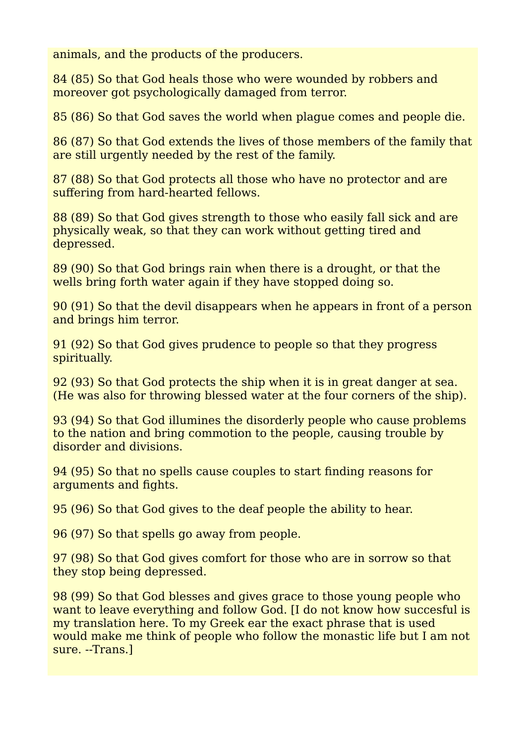animals, and the products of the producers.

84 (85) So that God heals those who were wounded by robbers and moreover got psychologically damaged from terror.

85 (86) So that God saves the world when plague comes and people die.

86 (87) So that God extends the lives of those members of the family that are still urgently needed by the rest of the family.

87 (88) So that God protects all those who have no protector and are suffering from hard-hearted fellows.

88 (89) So that God gives strength to those who easily fall sick and are physically weak, so that they can work without getting tired and depressed.

89 (90) So that God brings rain when there is a drought, or that the wells bring forth water again if they have stopped doing so.

90 (91) So that the devil disappears when he appears in front of a person and brings him terror.

91 (92) So that God gives prudence to people so that they progress spiritually.

92 (93) So that God protects the ship when it is in great danger at sea. (He was also for throwing blessed water at the four corners of the ship).

93 (94) So that God illumines the disorderly people who cause problems to the nation and bring commotion to the people, causing trouble by disorder and divisions.

94 (95) So that no spells cause couples to start finding reasons for arguments and fights.

95 (96) So that God gives to the deaf people the ability to hear.

96 (97) So that spells go away from people.

97 (98) So that God gives comfort for those who are in sorrow so that they stop being depressed.

98 (99) So that God blesses and gives grace to those young people who want to leave everything and follow God. [I do not know how succesful is my translation here. To my Greek ear the exact phrase that is used would make me think of people who follow the monastic life but I am not sure. --Trans.]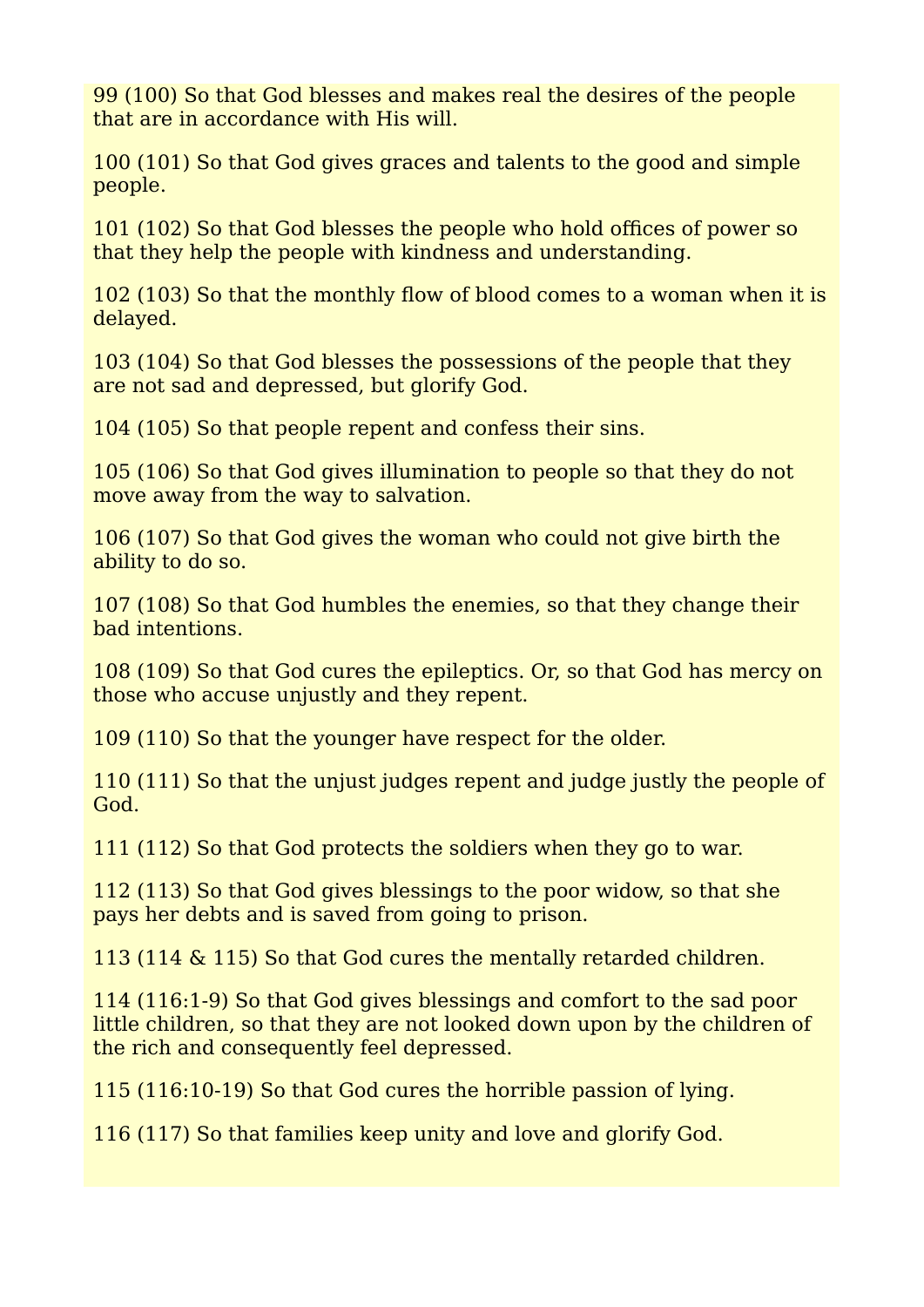99 (100) So that God blesses and makes real the desires of the people that are in accordance with His will.

100 (101) So that God gives graces and talents to the good and simple people.

101 (102) So that God blesses the people who hold offices of power so that they help the people with kindness and understanding.

102 (103) So that the monthly flow of blood comes to a woman when it is delayed.

103 (104) So that God blesses the possessions of the people that they are not sad and depressed, but glorify God.

104 (105) So that people repent and confess their sins.

105 (106) So that God gives illumination to people so that they do not move away from the way to salvation.

106 (107) So that God gives the woman who could not give birth the ability to do so.

107 (108) So that God humbles the enemies, so that they change their bad intentions.

108 (109) So that God cures the epileptics. Or, so that God has mercy on those who accuse unjustly and they repent.

109 (110) So that the younger have respect for the older.

110 (111) So that the unjust judges repent and judge justly the people of God.

111 (112) So that God protects the soldiers when they go to war.

112 (113) So that God gives blessings to the poor widow, so that she pays her debts and is saved from going to prison.

113 (114 & 115) So that God cures the mentally retarded children.

114 (116:1-9) So that God gives blessings and comfort to the sad poor little children, so that they are not looked down upon by the children of the rich and consequently feel depressed.

115 (116:10-19) So that God cures the horrible passion of lying.

116 (117) So that families keep unity and love and glorify God.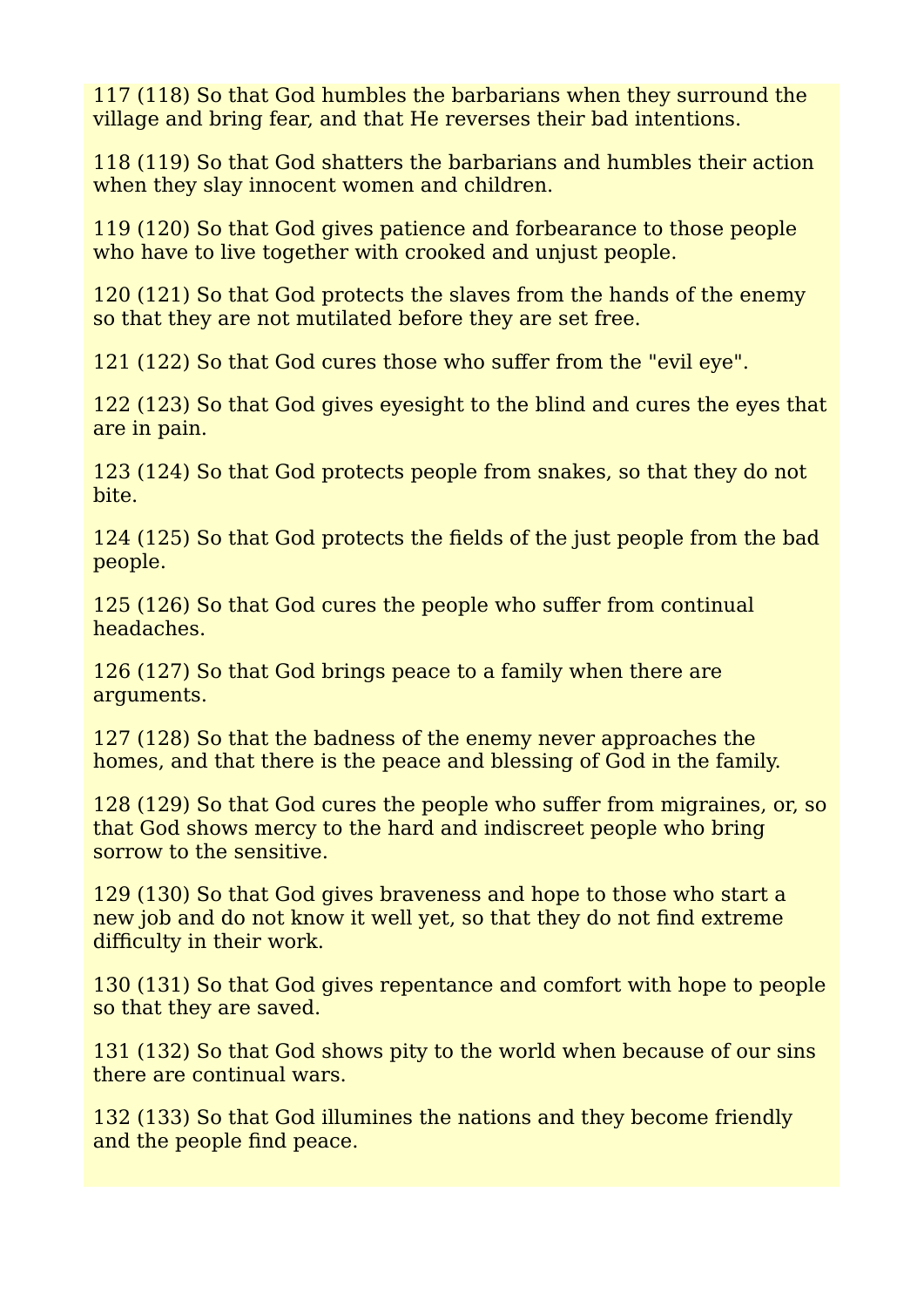117 (118) So that God humbles the barbarians when they surround the village and bring fear, and that He reverses their bad intentions.

118 (119) So that God shatters the barbarians and humbles their action when they slay innocent women and children.

119 (120) So that God gives patience and forbearance to those people who have to live together with crooked and unjust people.

120 (121) So that God protects the slaves from the hands of the enemy so that they are not mutilated before they are set free.

121 (122) So that God cures those who suffer from the "evil eye".

122 (123) So that God gives eyesight to the blind and cures the eyes that are in pain.

123 (124) So that God protects people from snakes, so that they do not bite.

124 (125) So that God protects the fields of the just people from the bad people.

125 (126) So that God cures the people who suffer from continual headaches.

126 (127) So that God brings peace to a family when there are arguments.

127 (128) So that the badness of the enemy never approaches the homes, and that there is the peace and blessing of God in the family.

128 (129) So that God cures the people who suffer from migraines, or, so that God shows mercy to the hard and indiscreet people who bring sorrow to the sensitive.

129 (130) So that God gives braveness and hope to those who start a new job and do not know it well yet, so that they do not find extreme difficulty in their work.

130 (131) So that God gives repentance and comfort with hope to people so that they are saved.

131 (132) So that God shows pity to the world when because of our sins there are continual wars.

132 (133) So that God illumines the nations and they become friendly and the people find peace.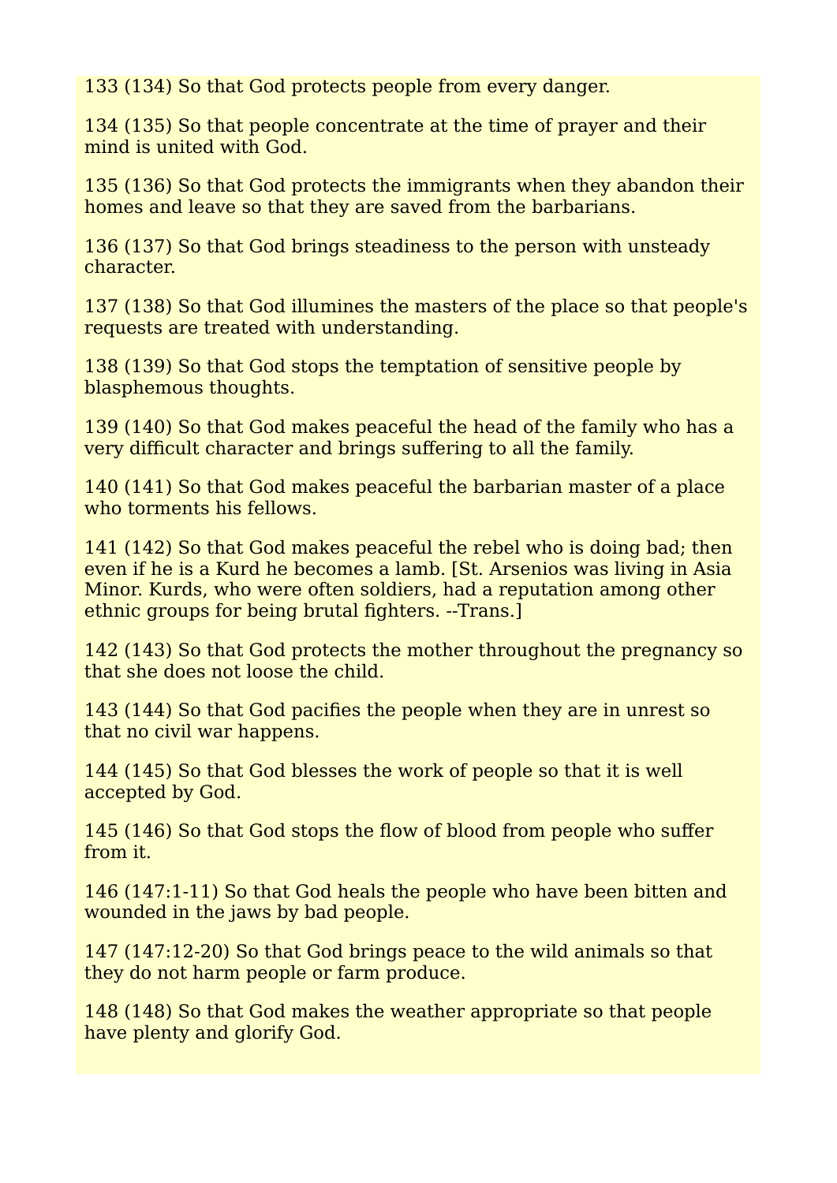133 (134) So that God protects people from every danger.

134 (135) So that people concentrate at the time of prayer and their mind is united with God.

135 (136) So that God protects the immigrants when they abandon their homes and leave so that they are saved from the barbarians.

136 (137) So that God brings steadiness to the person with unsteady character.

137 (138) So that God illumines the masters of the place so that people's requests are treated with understanding.

138 (139) So that God stops the temptation of sensitive people by blasphemous thoughts.

139 (140) So that God makes peaceful the head of the family who has a very difficult character and brings suffering to all the family.

140 (141) So that God makes peaceful the barbarian master of a place who torments his fellows.

141 (142) So that God makes peaceful the rebel who is doing bad; then even if he is a Kurd he becomes a lamb. [St. Arsenios was living in Asia Minor. Kurds, who were often soldiers, had a reputation among other ethnic groups for being brutal fighters. --Trans.]

142 (143) So that God protects the mother throughout the pregnancy so that she does not loose the child.

143 (144) So that God pacifies the people when they are in unrest so that no civil war happens.

144 (145) So that God blesses the work of people so that it is well accepted by God.

145 (146) So that God stops the flow of blood from people who suffer from it.

146 (147:1-11) So that God heals the people who have been bitten and wounded in the jaws by bad people.

147 (147:12-20) So that God brings peace to the wild animals so that they do not harm people or farm produce.

148 (148) So that God makes the weather appropriate so that people have plenty and glorify God.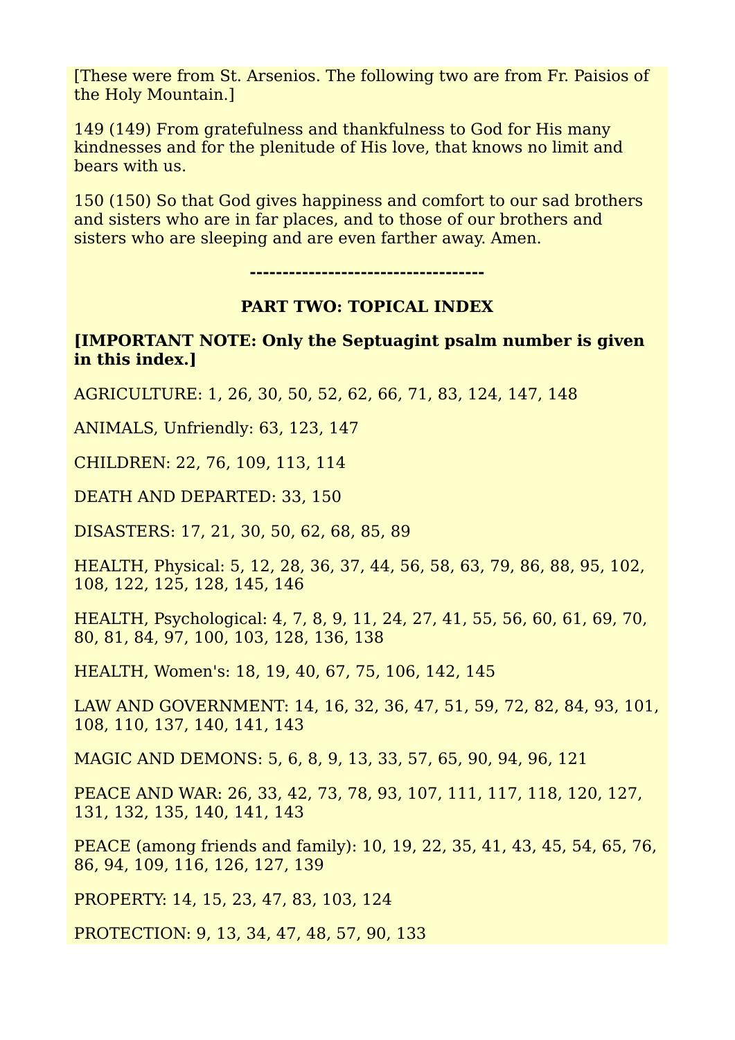[These were from St. Arsenios. The following two are from Fr. Paisios of the Holy Mountain.]

149 (149) From gratefulness and thankfulness to God for His many kindnesses and for the plenitude of His love, that knows no limit and bears with us.

150 (150) So that God gives happiness and comfort to our sad brothers and sisters who are in far places, and to those of our brothers and sisters who are sleeping and are even farther away. Amen.

**-----------------------------------**

## PART TWO: TOPICAL INDEX

**[IMPORTANT NOTE: Only the Septuagint psalm number is given in this index.]**

AGRICULTURE: 1, 26, 30, 50, 52, 62, 66, 71, 83, 124, 147, 148

ANIMALS, Unfriendly: 63, 123, 147

CHILDREN: 22, 76, 109, 113, 114

DEATH AND DEPARTED: 33, 150

DISASTERS: 17, 21, 30, 50, 62, 68, 85, 89

HEALTH, Physical: 5, 12, 28, 36, 37, 44, 56, 58, 63, 79, 86, 88, 95, 102, 108, 122, 125, 128, 145, 146

HEALTH, Psychological: 4, 7, 8, 9, 11, 24, 27, 41, 55, 56, 60, 61, 69, 70, 80, 81, 84, 97, 100, 103, 128, 136, 138

HEALTH, Women's: 18, 19, 40, 67, 75, 106, 142, 145

LAW AND GOVERNMENT: 14, 16, 32, 36, 47, 51, 59, 72, 82, 84, 93, 101, 108, 110, 137, 140, 141, 143

MAGIC AND DEMONS: 5, 6, 8, 9, 13, 33, 57, 65, 90, 94, 96, 121

PEACE AND WAR: 26, 33, 42, 73, 78, 93, 107, 111, 117, 118, 120, 127, 131, 132, 135, 140, 141, 143

PEACE (among friends and family): 10, 19, 22, 35, 41, 43, 45, 54, 65, 76, 86, 94, 109, 116, 126, 127, 139

PROPERTY: 14, 15, 23, 47, 83, 103, 124

PROTECTION: 9, 13, 34, 47, 48, 57, 90, 133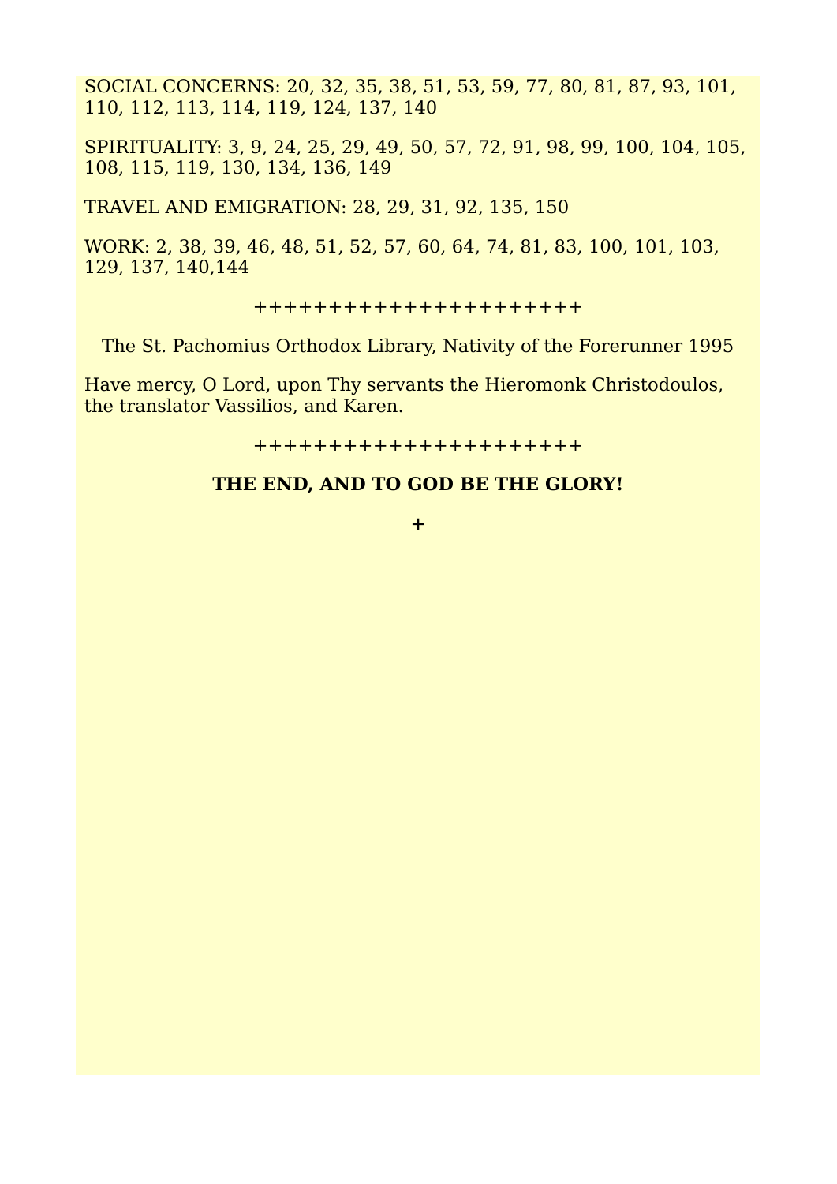SOCIAL CONCERNS: 20, 32, 35, 38, 51, 53, 59, 77, 80, 81, 87, 93, 101, 110, 112, 113, 114, 119, 124, 137, 140

SPIRITUALITY: 3, 9, 24, 25, 29, 49, 50, 57, 72, 91, 98, 99, 100, 104, 105, 108, 115, 119, 130, 134, 136, 149

TRAVEL AND EMIGRATION: 28, 29, 31, 92, 135, 150

WORK: 2, 38, 39, 46, 48, 51, 52, 57, 60, 64, 74, 81, 83, 100, 101, 103, 129, 137, 140,144

+++++++++++++++++++++

The St. Pachomius Orthodox Library, Nativity of the Forerunner 1995

Have mercy, O Lord, upon Thy servants the Hieromonk Christodoulos, the translator Vassilios, and Karen.

+++++++++++++++++++++

**THE END, AND TO GOD BE THE GLORY!**

**+**